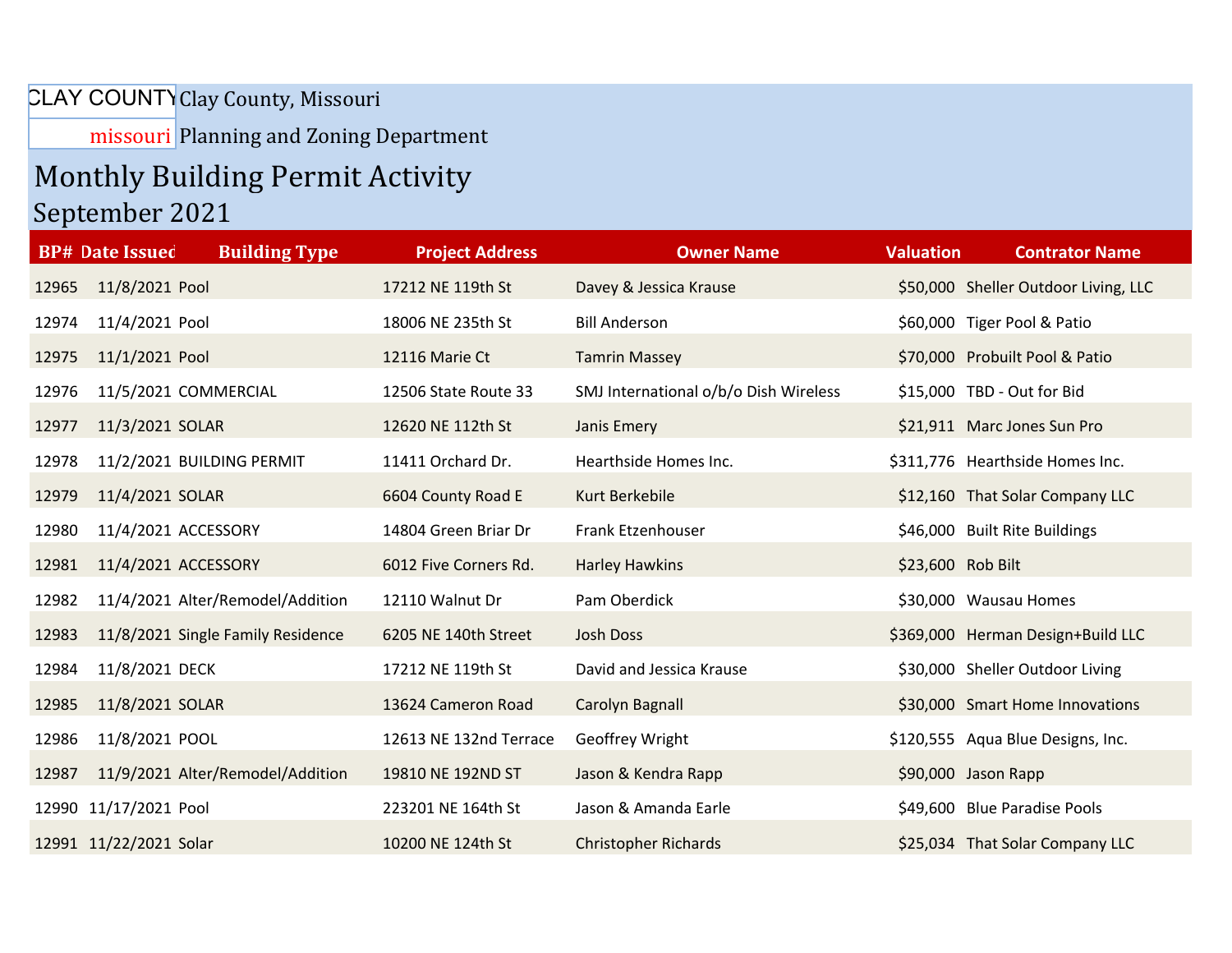CLAY COUNTY missouri

Clay County, Missouri

Planning and Zoning Department

# Monthly Building Permit Activity

## September 2021

| BP# | Date Issued | Building Type | Project Address | Owner Name | Valuation | Contrator Name |
|---|---|---|---|---|---|---|
| 12965 | 11/8/2021 | Pool | 17212 NE 119th St | Davey & Jessica Krause | $50,000 | Sheller Outdoor Living, LLC |
| 12974 | 11/4/2021 | Pool | 18006 NE 235th St | Bill Anderson | $60,000 | Tiger Pool & Patio |
| 12975 | 11/1/2021 | Pool | 12116 Marie Ct | Tamrin Massey | $70,000 | Probuilt Pool & Patio |
| 12976 | 11/5/2021 | COMMERCIAL | 12506 State Route 33 | SMJ International o/b/o Dish Wireless | $15,000 | TBD - Out for Bid |
| 12977 | 11/3/2021 | SOLAR | 12620 NE 112th St | Janis Emery | $21,911 | Marc Jones Sun Pro |
| 12978 | 11/2/2021 | BUILDING PERMIT | 11411 Orchard Dr. | Hearthside Homes Inc. | $311,776 | Hearthside Homes Inc. |
| 12979 | 11/4/2021 | SOLAR | 6604 County Road E | Kurt Berkebile | $12,160 | That Solar Company LLC |
| 12980 | 11/4/2021 | ACCESSORY | 14804 Green Briar Dr | Frank Etzenhouser | $46,000 | Built Rite Buildings |
| 12981 | 11/4/2021 | ACCESSORY | 6012 Five Corners Rd. | Harley Hawkins | $23,600 | Rob Bilt |
| 12982 | 11/4/2021 | Alter/Remodel/Addition | 12110 Walnut Dr | Pam Oberdick | $30,000 | Wausau Homes |
| 12983 | 11/8/2021 | Single Family Residence | 6205 NE 140th Street | Josh Doss | $369,000 | Herman Design+Build LLC |
| 12984 | 11/8/2021 | DECK | 17212 NE 119th St | David and Jessica Krause | $30,000 | Sheller Outdoor Living |
| 12985 | 11/8/2021 | SOLAR | 13624 Cameron Road | Carolyn Bagnall | $30,000 | Smart Home Innovations |
| 12986 | 11/8/2021 | POOL | 12613 NE 132nd Terrace | Geoffrey Wright | $120,555 | Aqua Blue Designs, Inc. |
| 12987 | 11/9/2021 | Alter/Remodel/Addition | 19810 NE 192ND ST | Jason & Kendra Rapp | $90,000 | Jason Rapp |
| 12990 | 11/17/2021 | Pool | 223201 NE 164th St | Jason & Amanda Earle | $49,600 | Blue Paradise Pools |
| 12991 | 11/22/2021 | Solar | 10200 NE 124th St | Christopher Richards | $25,034 | That Solar Company LLC |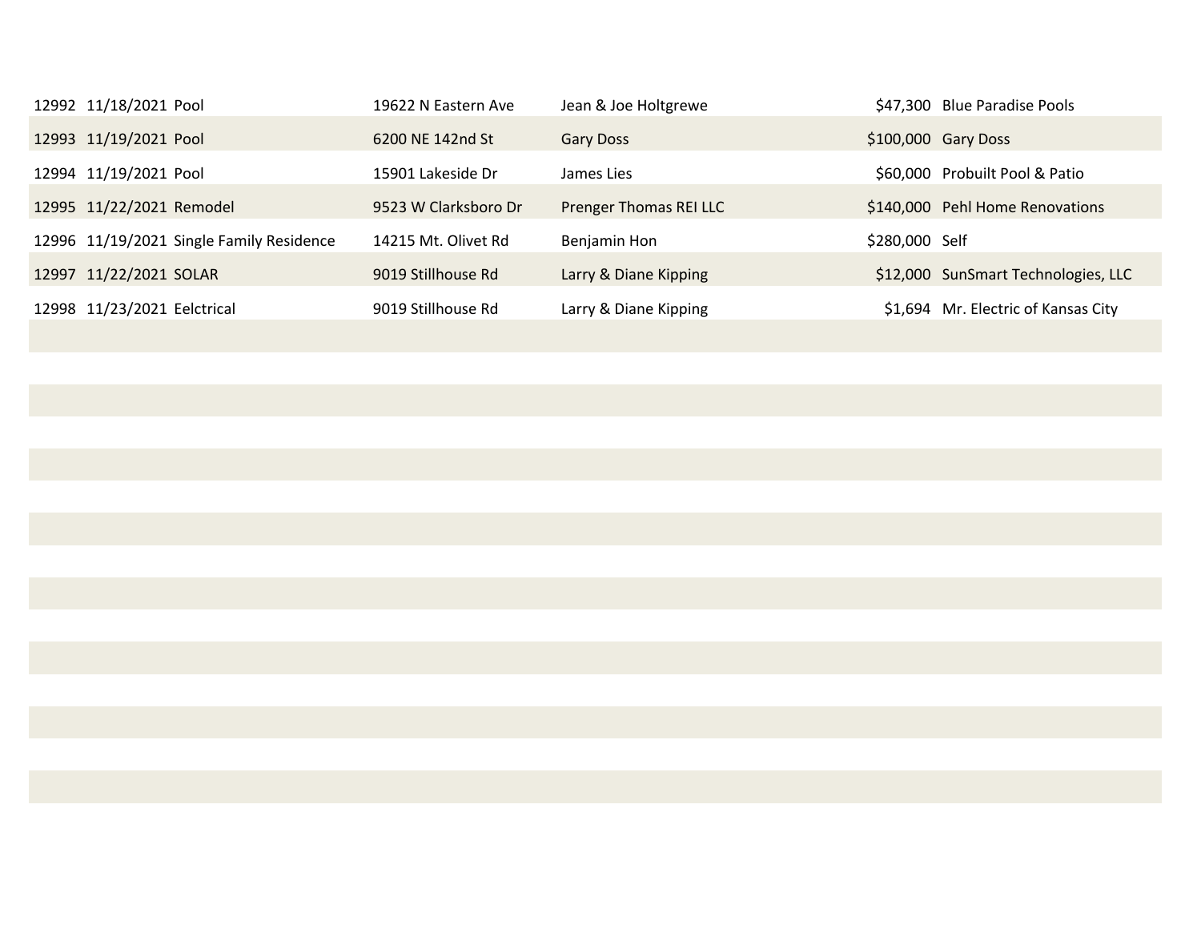| | | | | | | |
|---|---|---|---|---|---|---|
| 12992 | 11/18/2021 | Pool | 19622 N Eastern Ave | Jean & Joe Holtgrewe | $47,300 | Blue Paradise Pools |
| 12993 | 11/19/2021 | Pool | 6200 NE 142nd St | Gary Doss | $100,000 | Gary Doss |
| 12994 | 11/19/2021 | Pool | 15901 Lakeside Dr | James Lies | $60,000 | Probuilt Pool & Patio |
| 12995 | 11/22/2021 | Remodel | 9523 W Clarksboro Dr | Prenger Thomas REI LLC | $140,000 | Pehl Home Renovations |
| 12996 | 11/19/2021 | Single Family Residence | 14215 Mt. Olivet Rd | Benjamin Hon | $280,000 | Self |
| 12997 | 11/22/2021 | SOLAR | 9019 Stillhouse Rd | Larry & Diane Kipping | $12,000 | SunSmart Technologies, LLC |
| 12998 | 11/23/2021 | Eelctrical | 9019 Stillhouse Rd | Larry & Diane Kipping | $1,694 | Mr. Electric of Kansas City |